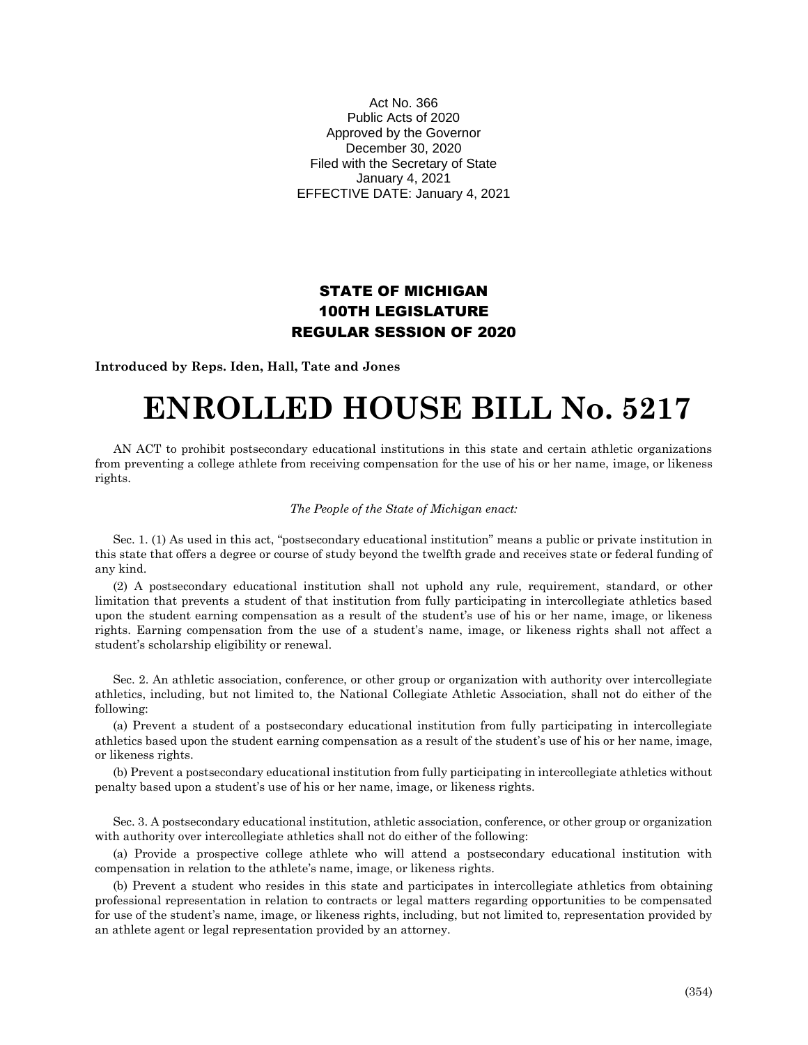Act No. 366
Public Acts of 2020
Approved by the Governor
December 30, 2020
Filed with the Secretary of State
January 4, 2021
EFFECTIVE DATE: January 4, 2021

## STATE OF MICHIGAN
## 100TH LEGISLATURE
## REGULAR SESSION OF 2020

**Introduced by Reps. Iden, Hall, Tate and Jones**

# ENROLLED HOUSE BILL No. 5217

AN ACT to prohibit postsecondary educational institutions in this state and certain athletic organizations from preventing a college athlete from receiving compensation for the use of his or her name, image, or likeness rights.

*The People of the State of Michigan enact:*

Sec. 1. (1) As used in this act, "postsecondary educational institution" means a public or private institution in this state that offers a degree or course of study beyond the twelfth grade and receives state or federal funding of any kind.

(2) A postsecondary educational institution shall not uphold any rule, requirement, standard, or other limitation that prevents a student of that institution from fully participating in intercollegiate athletics based upon the student earning compensation as a result of the student's use of his or her name, image, or likeness rights. Earning compensation from the use of a student's name, image, or likeness rights shall not affect a student's scholarship eligibility or renewal.

Sec. 2. An athletic association, conference, or other group or organization with authority over intercollegiate athletics, including, but not limited to, the National Collegiate Athletic Association, shall not do either of the following:

(a) Prevent a student of a postsecondary educational institution from fully participating in intercollegiate athletics based upon the student earning compensation as a result of the student's use of his or her name, image, or likeness rights.

(b) Prevent a postsecondary educational institution from fully participating in intercollegiate athletics without penalty based upon a student's use of his or her name, image, or likeness rights.

Sec. 3. A postsecondary educational institution, athletic association, conference, or other group or organization with authority over intercollegiate athletics shall not do either of the following:

(a) Provide a prospective college athlete who will attend a postsecondary educational institution with compensation in relation to the athlete's name, image, or likeness rights.

(b) Prevent a student who resides in this state and participates in intercollegiate athletics from obtaining professional representation in relation to contracts or legal matters regarding opportunities to be compensated for use of the student's name, image, or likeness rights, including, but not limited to, representation provided by an athlete agent or legal representation provided by an attorney.

(354)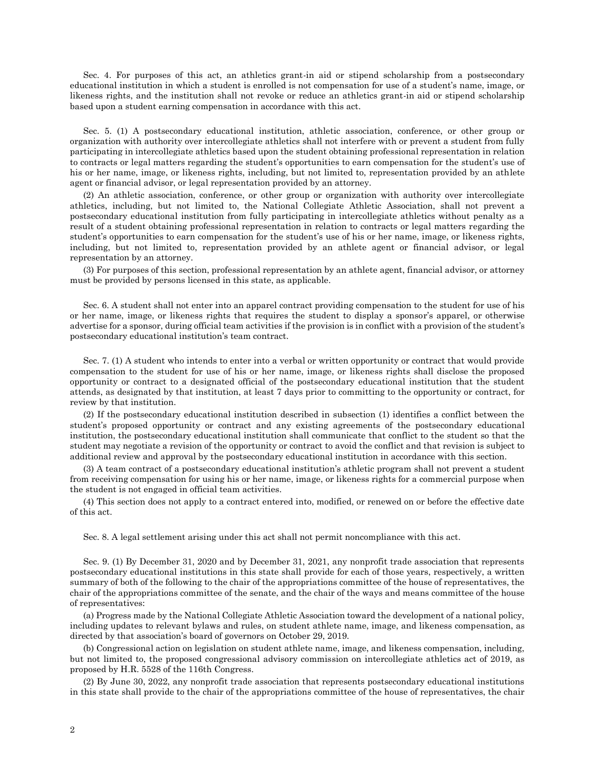Sec. 4. For purposes of this act, an athletics grant-in aid or stipend scholarship from a postsecondary educational institution in which a student is enrolled is not compensation for use of a student's name, image, or likeness rights, and the institution shall not revoke or reduce an athletics grant-in aid or stipend scholarship based upon a student earning compensation in accordance with this act.

Sec. 5. (1) A postsecondary educational institution, athletic association, conference, or other group or organization with authority over intercollegiate athletics shall not interfere with or prevent a student from fully participating in intercollegiate athletics based upon the student obtaining professional representation in relation to contracts or legal matters regarding the student's opportunities to earn compensation for the student's use of his or her name, image, or likeness rights, including, but not limited to, representation provided by an athlete agent or financial advisor, or legal representation provided by an attorney.

(2) An athletic association, conference, or other group or organization with authority over intercollegiate athletics, including, but not limited to, the National Collegiate Athletic Association, shall not prevent a postsecondary educational institution from fully participating in intercollegiate athletics without penalty as a result of a student obtaining professional representation in relation to contracts or legal matters regarding the student's opportunities to earn compensation for the student's use of his or her name, image, or likeness rights, including, but not limited to, representation provided by an athlete agent or financial advisor, or legal representation by an attorney.

(3) For purposes of this section, professional representation by an athlete agent, financial advisor, or attorney must be provided by persons licensed in this state, as applicable.

Sec. 6. A student shall not enter into an apparel contract providing compensation to the student for use of his or her name, image, or likeness rights that requires the student to display a sponsor's apparel, or otherwise advertise for a sponsor, during official team activities if the provision is in conflict with a provision of the student's postsecondary educational institution's team contract.

Sec. 7. (1) A student who intends to enter into a verbal or written opportunity or contract that would provide compensation to the student for use of his or her name, image, or likeness rights shall disclose the proposed opportunity or contract to a designated official of the postsecondary educational institution that the student attends, as designated by that institution, at least 7 days prior to committing to the opportunity or contract, for review by that institution.

(2) If the postsecondary educational institution described in subsection (1) identifies a conflict between the student's proposed opportunity or contract and any existing agreements of the postsecondary educational institution, the postsecondary educational institution shall communicate that conflict to the student so that the student may negotiate a revision of the opportunity or contract to avoid the conflict and that revision is subject to additional review and approval by the postsecondary educational institution in accordance with this section.

(3) A team contract of a postsecondary educational institution's athletic program shall not prevent a student from receiving compensation for using his or her name, image, or likeness rights for a commercial purpose when the student is not engaged in official team activities.

(4) This section does not apply to a contract entered into, modified, or renewed on or before the effective date of this act.

Sec. 8. A legal settlement arising under this act shall not permit noncompliance with this act.

Sec. 9. (1) By December 31, 2020 and by December 31, 2021, any nonprofit trade association that represents postsecondary educational institutions in this state shall provide for each of those years, respectively, a written summary of both of the following to the chair of the appropriations committee of the house of representatives, the chair of the appropriations committee of the senate, and the chair of the ways and means committee of the house of representatives:

(a) Progress made by the National Collegiate Athletic Association toward the development of a national policy, including updates to relevant bylaws and rules, on student athlete name, image, and likeness compensation, as directed by that association's board of governors on October 29, 2019.

(b) Congressional action on legislation on student athlete name, image, and likeness compensation, including, but not limited to, the proposed congressional advisory commission on intercollegiate athletics act of 2019, as proposed by H.R. 5528 of the 116th Congress.

(2) By June 30, 2022, any nonprofit trade association that represents postsecondary educational institutions in this state shall provide to the chair of the appropriations committee of the house of representatives, the chair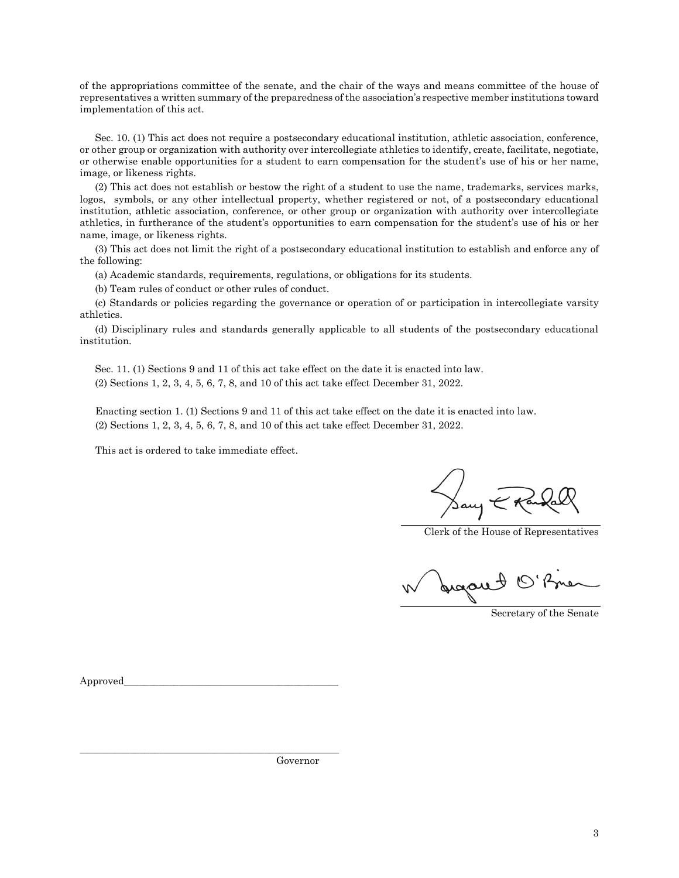of the appropriations committee of the senate, and the chair of the ways and means committee of the house of representatives a written summary of the preparedness of the association's respective member institutions toward implementation of this act.

Sec. 10. (1) This act does not require a postsecondary educational institution, athletic association, conference, or other group or organization with authority over intercollegiate athletics to identify, create, facilitate, negotiate, or otherwise enable opportunities for a student to earn compensation for the student's use of his or her name, image, or likeness rights.

(2) This act does not establish or bestow the right of a student to use the name, trademarks, services marks, logos, symbols, or any other intellectual property, whether registered or not, of a postsecondary educational institution, athletic association, conference, or other group or organization with authority over intercollegiate athletics, in furtherance of the student's opportunities to earn compensation for the student's use of his or her name, image, or likeness rights.

(3) This act does not limit the right of a postsecondary educational institution to establish and enforce any of the following:

(a) Academic standards, requirements, regulations, or obligations for its students.

(b) Team rules of conduct or other rules of conduct.

(c) Standards or policies regarding the governance or operation of or participation in intercollegiate varsity athletics.

(d) Disciplinary rules and standards generally applicable to all students of the postsecondary educational institution.

Sec. 11. (1) Sections 9 and 11 of this act take effect on the date it is enacted into law.

(2) Sections 1, 2, 3, 4, 5, 6, 7, 8, and 10 of this act take effect December 31, 2022.

Enacting section 1. (1) Sections 9 and 11 of this act take effect on the date it is enacted into law.

(2) Sections 1, 2, 3, 4, 5, 6, 7, 8, and 10 of this act take effect December 31, 2022.

This act is ordered to take immediate effect.

Clerk of the House of Representatives

Secretary of the Senate

Approved\_\_\_\_\_\_\_\_\_\_\_\_\_\_\_\_\_\_\_\_\_\_\_\_\_\_\_\_\_\_\_\_\_\_\_\_\_\_\_\_\_\_

\_\_\_\_\_\_\_\_\_\_\_\_\_\_\_\_\_\_\_\_\_\_\_\_\_\_\_\_\_\_\_\_\_\_\_\_\_\_\_\_\_\_\_\_\_\_\_\_\_\_

Governor